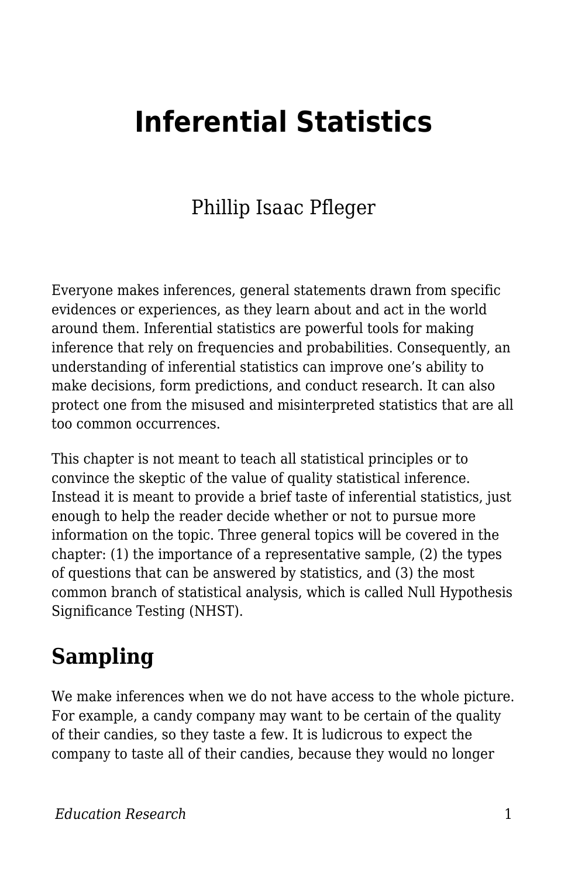# Inferential Statistics

Phillip Isaac Pfleger

Everyone makes inferences, general statements drawn from specific evidences or experiences, as they learn about and act in the world around them. Inferential statistics are powerful tools for making inference that rely on frequencies and probabilities. Consequently, an understanding of inferential statistics can improve one's ability to make decisions, form predictions, and conduct research. It can also protect one from the misused and misinterpreted statistics that are all too common occurrences.

This chapter is not meant to teach all statistical principles or to convince the skeptic of the value of quality statistical inference. Instead it is meant to provide a brief taste of inferential statistics, just enough to help the reader decide whether or not to pursue more information on the topic. Three general topics will be covered in the chapter: (1) the importance of a representative sample, (2) the types of questions that can be answered by statistics, and (3) the most common branch of statistical analysis, which is called Null Hypothesis Significance Testing (NHST).

## Sampling

We make inferences when we do not have access to the whole picture. For example, a candy company may want to be certain of the quality of their candies, so they taste a few. It is ludicrous to expect the company to taste all of their candies, because they would no longer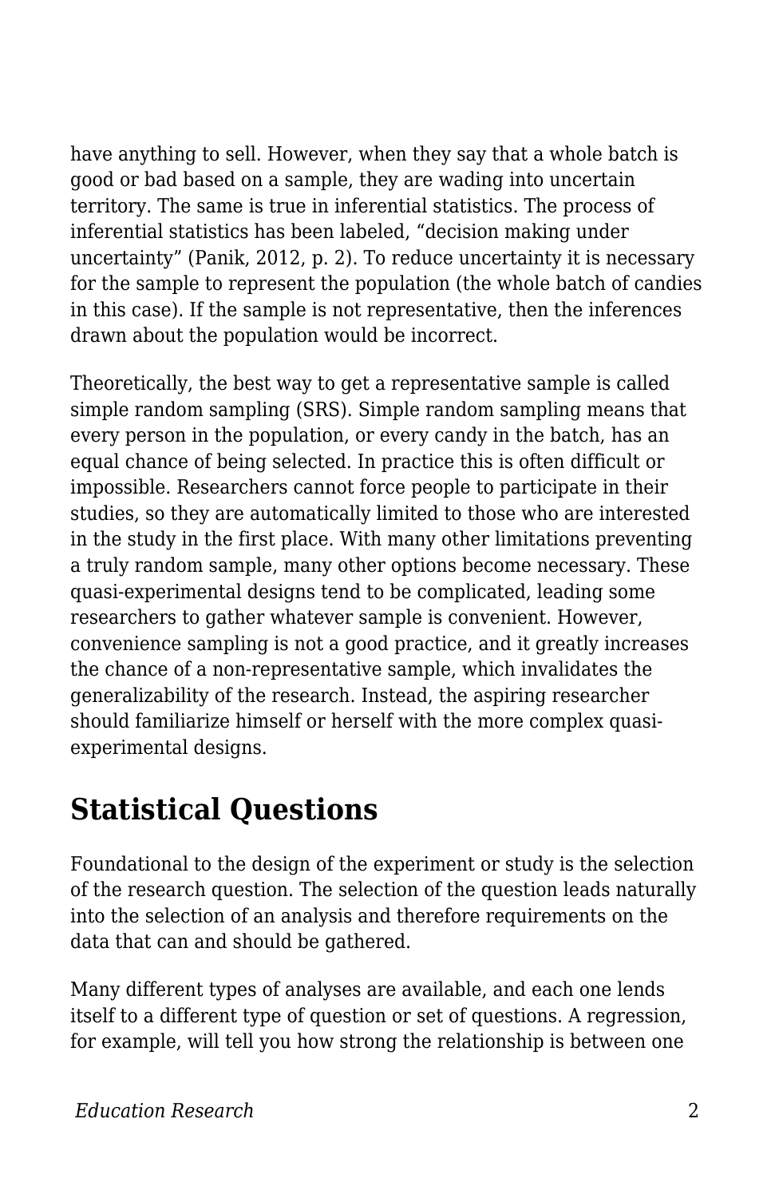have anything to sell. However, when they say that a whole batch is good or bad based on a sample, they are wading into uncertain territory. The same is true in inferential statistics. The process of inferential statistics has been labeled, “decision making under uncertainty” (Panik, 2012, p. 2). To reduce uncertainty it is necessary for the sample to represent the population (the whole batch of candies in this case). If the sample is not representative, then the inferences drawn about the population would be incorrect.

Theoretically, the best way to get a representative sample is called simple random sampling (SRS). Simple random sampling means that every person in the population, or every candy in the batch, has an equal chance of being selected. In practice this is often difficult or impossible. Researchers cannot force people to participate in their studies, so they are automatically limited to those who are interested in the study in the first place. With many other limitations preventing a truly random sample, many other options become necessary. These quasi-experimental designs tend to be complicated, leading some researchers to gather whatever sample is convenient. However, convenience sampling is not a good practice, and it greatly increases the chance of a non-representative sample, which invalidates the generalizability of the research. Instead, the aspiring researcher should familiarize himself or herself with the more complex quasi-experimental designs.

## Statistical Questions

Foundational to the design of the experiment or study is the selection of the research question. The selection of the question leads naturally into the selection of an analysis and therefore requirements on the data that can and should be gathered.

Many different types of analyses are available, and each one lends itself to a different type of question or set of questions. A regression, for example, will tell you how strong the relationship is between one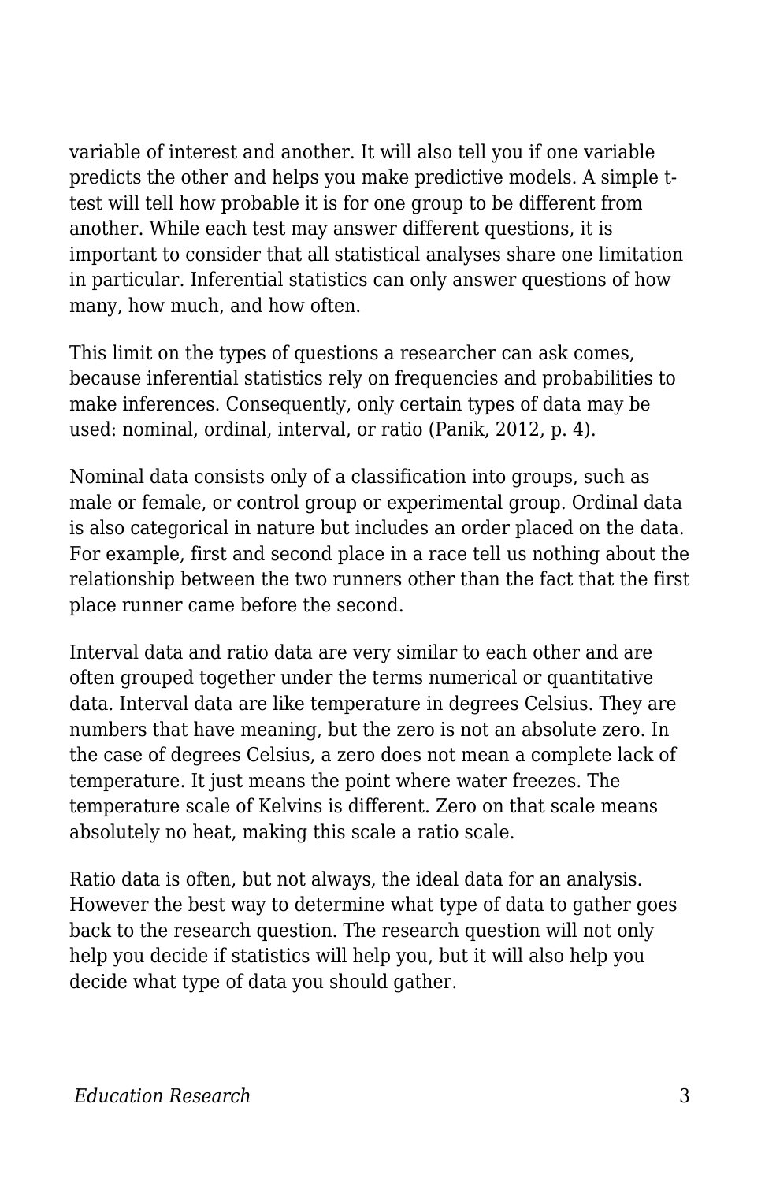variable of interest and another. It will also tell you if one variable predicts the other and helps you make predictive models. A simple t-test will tell how probable it is for one group to be different from another. While each test may answer different questions, it is important to consider that all statistical analyses share one limitation in particular. Inferential statistics can only answer questions of how many, how much, and how often.

This limit on the types of questions a researcher can ask comes, because inferential statistics rely on frequencies and probabilities to make inferences. Consequently, only certain types of data may be used: nominal, ordinal, interval, or ratio (Panik, 2012, p. 4).

Nominal data consists only of a classification into groups, such as male or female, or control group or experimental group. Ordinal data is also categorical in nature but includes an order placed on the data. For example, first and second place in a race tell us nothing about the relationship between the two runners other than the fact that the first place runner came before the second.

Interval data and ratio data are very similar to each other and are often grouped together under the terms numerical or quantitative data. Interval data are like temperature in degrees Celsius. They are numbers that have meaning, but the zero is not an absolute zero. In the case of degrees Celsius, a zero does not mean a complete lack of temperature. It just means the point where water freezes. The temperature scale of Kelvins is different. Zero on that scale means absolutely no heat, making this scale a ratio scale.

Ratio data is often, but not always, the ideal data for an analysis. However the best way to determine what type of data to gather goes back to the research question. The research question will not only help you decide if statistics will help you, but it will also help you decide what type of data you should gather.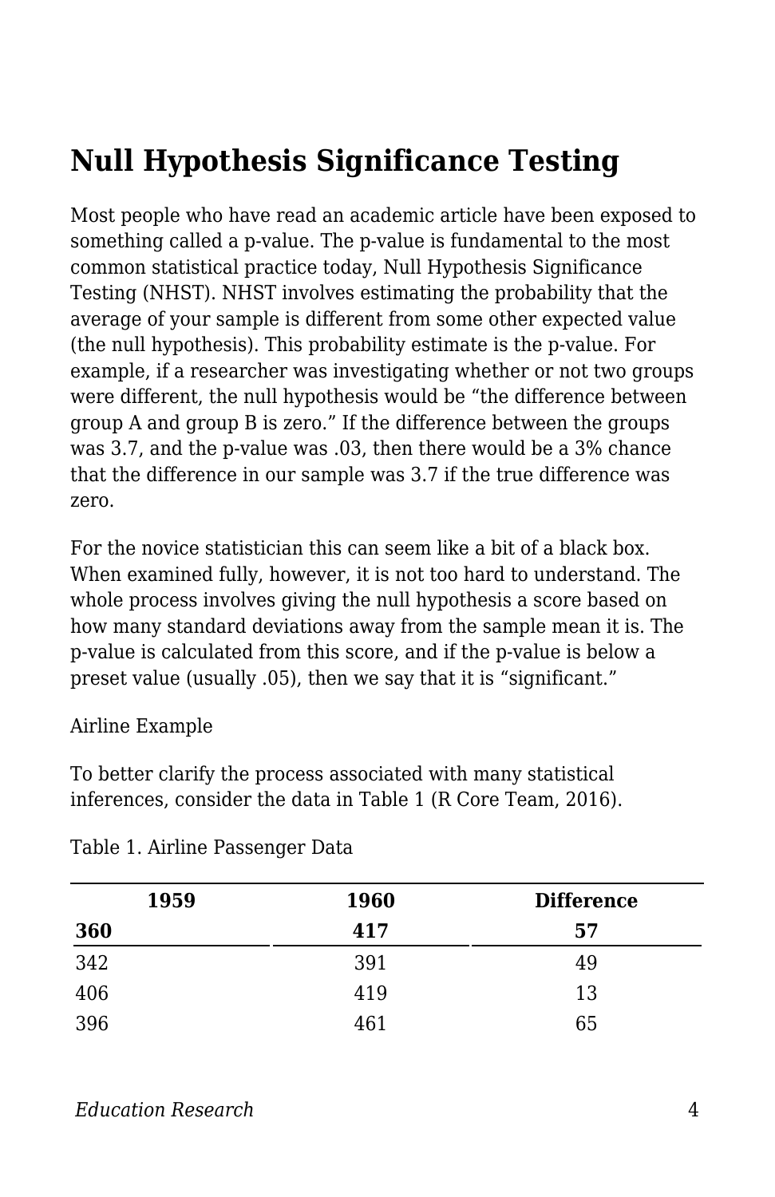## Null Hypothesis Significance Testing

Most people who have read an academic article have been exposed to something called a p-value. The p-value is fundamental to the most common statistical practice today, Null Hypothesis Significance Testing (NHST). NHST involves estimating the probability that the average of your sample is different from some other expected value (the null hypothesis). This probability estimate is the p-value. For example, if a researcher was investigating whether or not two groups were different, the null hypothesis would be “the difference between group A and group B is zero.” If the difference between the groups was 3.7, and the p-value was .03, then there would be a 3% chance that the difference in our sample was 3.7 if the true difference was zero.

For the novice statistician this can seem like a bit of a black box. When examined fully, however, it is not too hard to understand. The whole process involves giving the null hypothesis a score based on how many standard deviations away from the sample mean it is. The p-value is calculated from this score, and if the p-value is below a preset value (usually .05), then we say that it is “significant.”

Airline Example

To better clarify the process associated with many statistical inferences, consider the data in Table 1 (R Core Team, 2016).

Table 1. Airline Passenger Data

| 1959 | 1960 | Difference |
|---|---|---|
| **360** | **417** | **57** |
| 342 | 391 | 49 |
| 406 | 419 | 13 |
| 396 | 461 | 65 |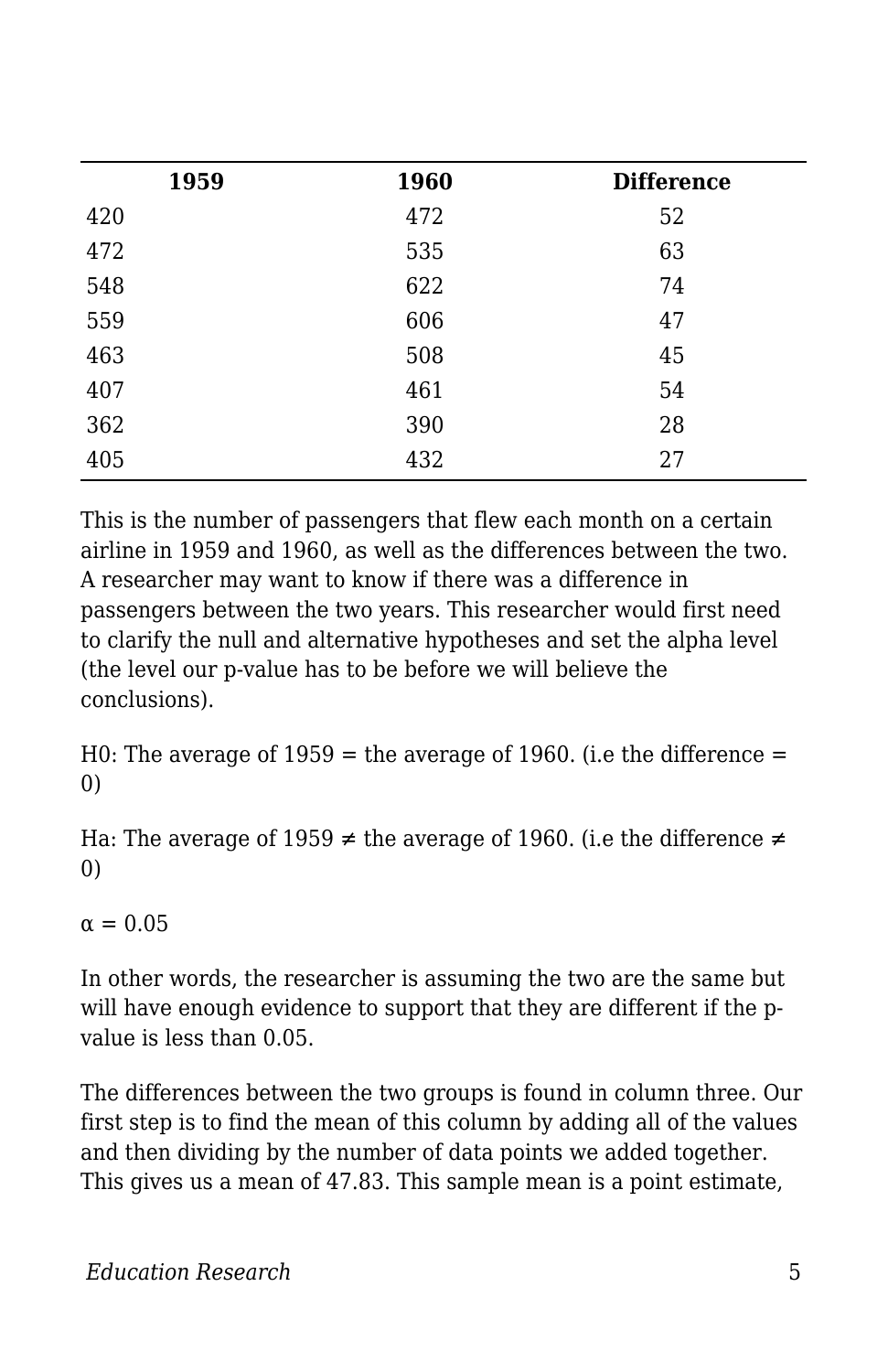| 1959 | 1960 | Difference |
| --- | --- | --- |
| 420 | 472 | 52 |
| 472 | 535 | 63 |
| 548 | 622 | 74 |
| 559 | 606 | 47 |
| 463 | 508 | 45 |
| 407 | 461 | 54 |
| 362 | 390 | 28 |
| 405 | 432 | 27 |

This is the number of passengers that flew each month on a certain airline in 1959 and 1960, as well as the differences between the two. A researcher may want to know if there was a difference in passengers between the two years. This researcher would first need to clarify the null and alternative hypotheses and set the alpha level (the level our p-value has to be before we will believe the conclusions).

H0: The average of 1959 = the average of 1960. (i.e the difference = 0)

Ha: The average of 1959 ≠ the average of 1960. (i.e the difference ≠ 0)

$\alpha = 0.05$

In other words, the researcher is assuming the two are the same but will have enough evidence to support that they are different if the p-value is less than 0.05.

The differences between the two groups is found in column three. Our first step is to find the mean of this column by adding all of the values and then dividing by the number of data points we added together. This gives us a mean of 47.83. This sample mean is a point estimate,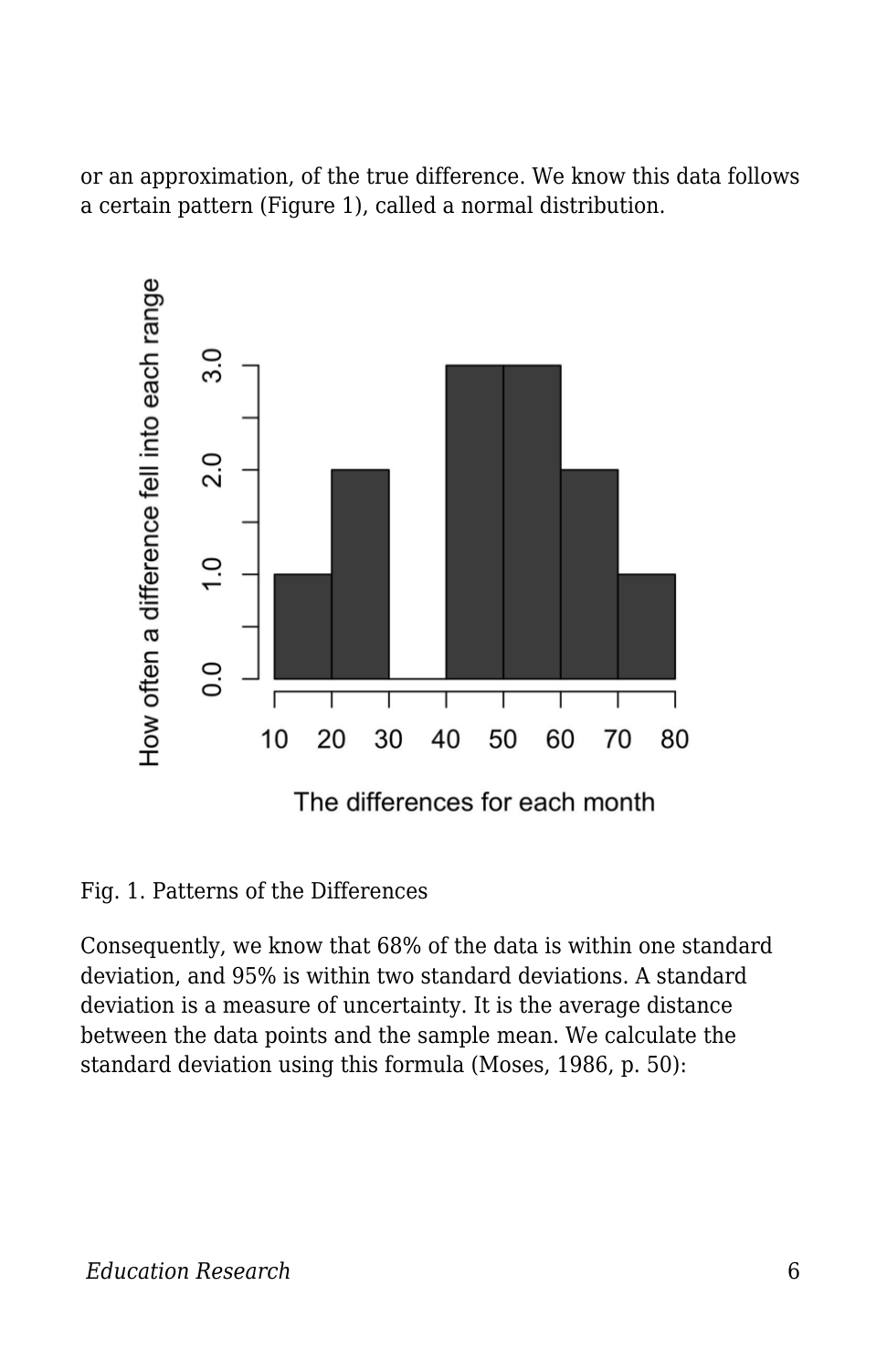or an approximation, of the true difference. We know this data follows a certain pattern (Figure 1), called a normal distribution.

Fig. 1. Patterns of the Differences

Consequently, we know that 68% of the data is within one standard deviation, and 95% is within two standard deviations. A standard deviation is a measure of uncertainty. It is the average distance between the data points and the sample mean. We calculate the standard deviation using this formula (Moses, 1986, p. 50):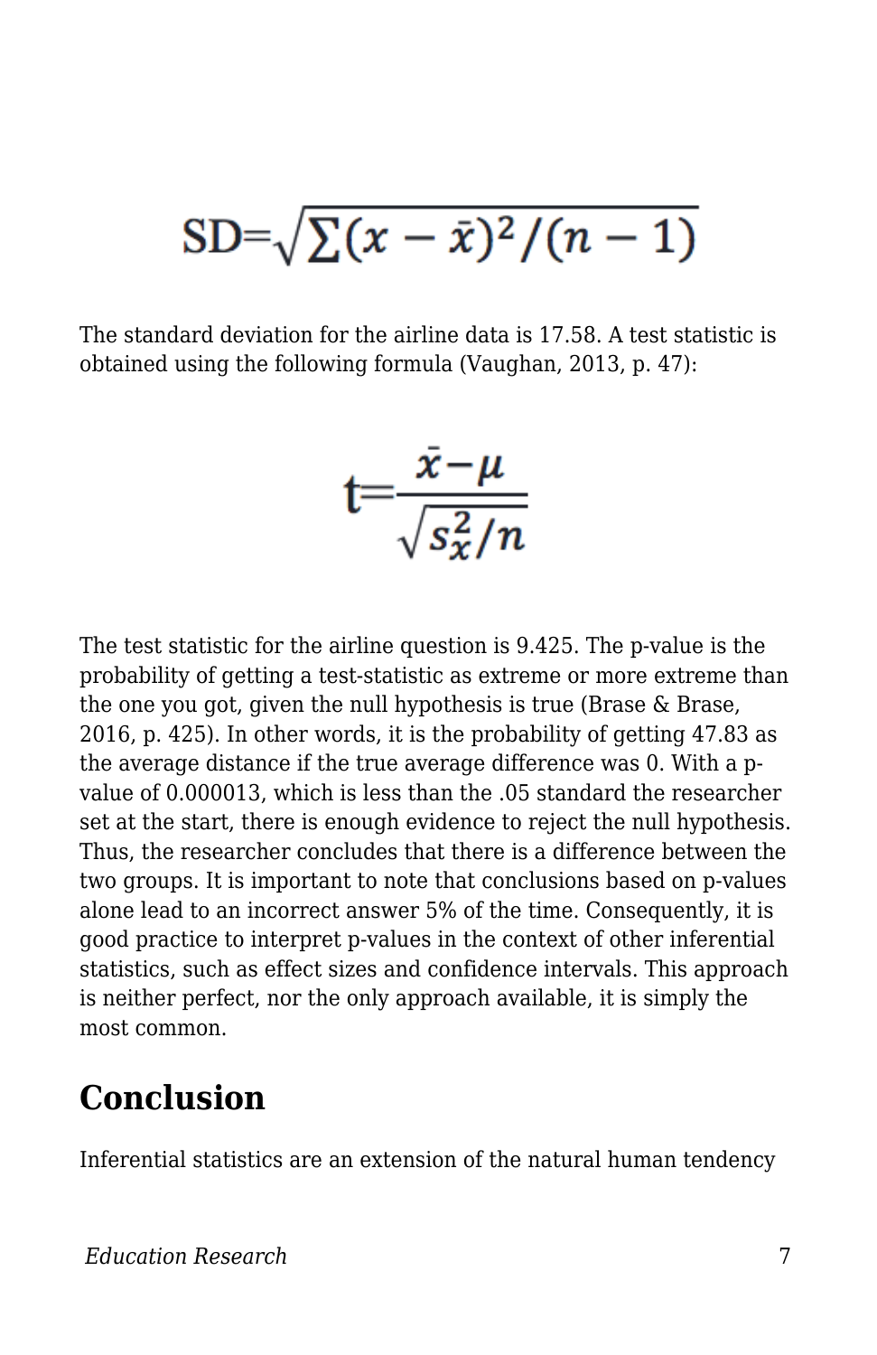$$\text{SD}=\sqrt{\sum(x-\bar{x})^2/(n-1)}$$

The standard deviation for the airline data is 17.58. A test statistic is obtained using the following formula (Vaughan, 2013, p. 47):

$$\text{t}=\frac{\bar{x}-\mu}{\sqrt{s_x^2/n}}$$

The test statistic for the airline question is 9.425. The p-value is the probability of getting a test-statistic as extreme or more extreme than the one you got, given the null hypothesis is true (Brase & Brase, 2016, p. 425). In other words, it is the probability of getting 47.83 as the average distance if the true average difference was 0. With a p-value of 0.000013, which is less than the .05 standard the researcher set at the start, there is enough evidence to reject the null hypothesis. Thus, the researcher concludes that there is a difference between the two groups. It is important to note that conclusions based on p-values alone lead to an incorrect answer 5% of the time. Consequently, it is good practice to interpret p-values in the context of other inferential statistics, such as effect sizes and confidence intervals. This approach is neither perfect, nor the only approach available, it is simply the most common.

## Conclusion

Inferential statistics are an extension of the natural human tendency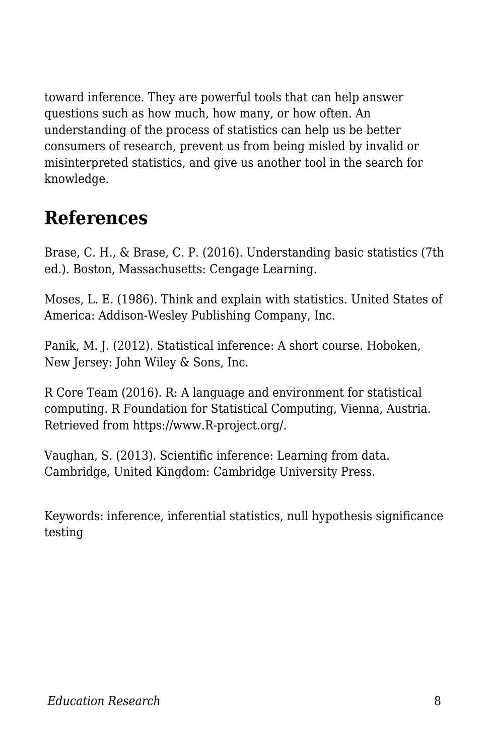toward inference. They are powerful tools that can help answer questions such as how much, how many, or how often. An understanding of the process of statistics can help us be better consumers of research, prevent us from being misled by invalid or misinterpreted statistics, and give us another tool in the search for knowledge.

## References

Brase, C. H., & Brase, C. P. (2016). Understanding basic statistics (7th ed.). Boston, Massachusetts: Cengage Learning.

Moses, L. E. (1986). Think and explain with statistics. United States of America: Addison-Wesley Publishing Company, Inc.

Panik, M. J. (2012). Statistical inference: A short course. Hoboken, New Jersey: John Wiley & Sons, Inc.

R Core Team (2016). R: A language and environment for statistical computing. R Foundation for Statistical Computing, Vienna, Austria. Retrieved from https://www.R-project.org/.

Vaughan, S. (2013). Scientific inference: Learning from data. Cambridge, United Kingdom: Cambridge University Press.

Keywords: inference, inferential statistics, null hypothesis significance testing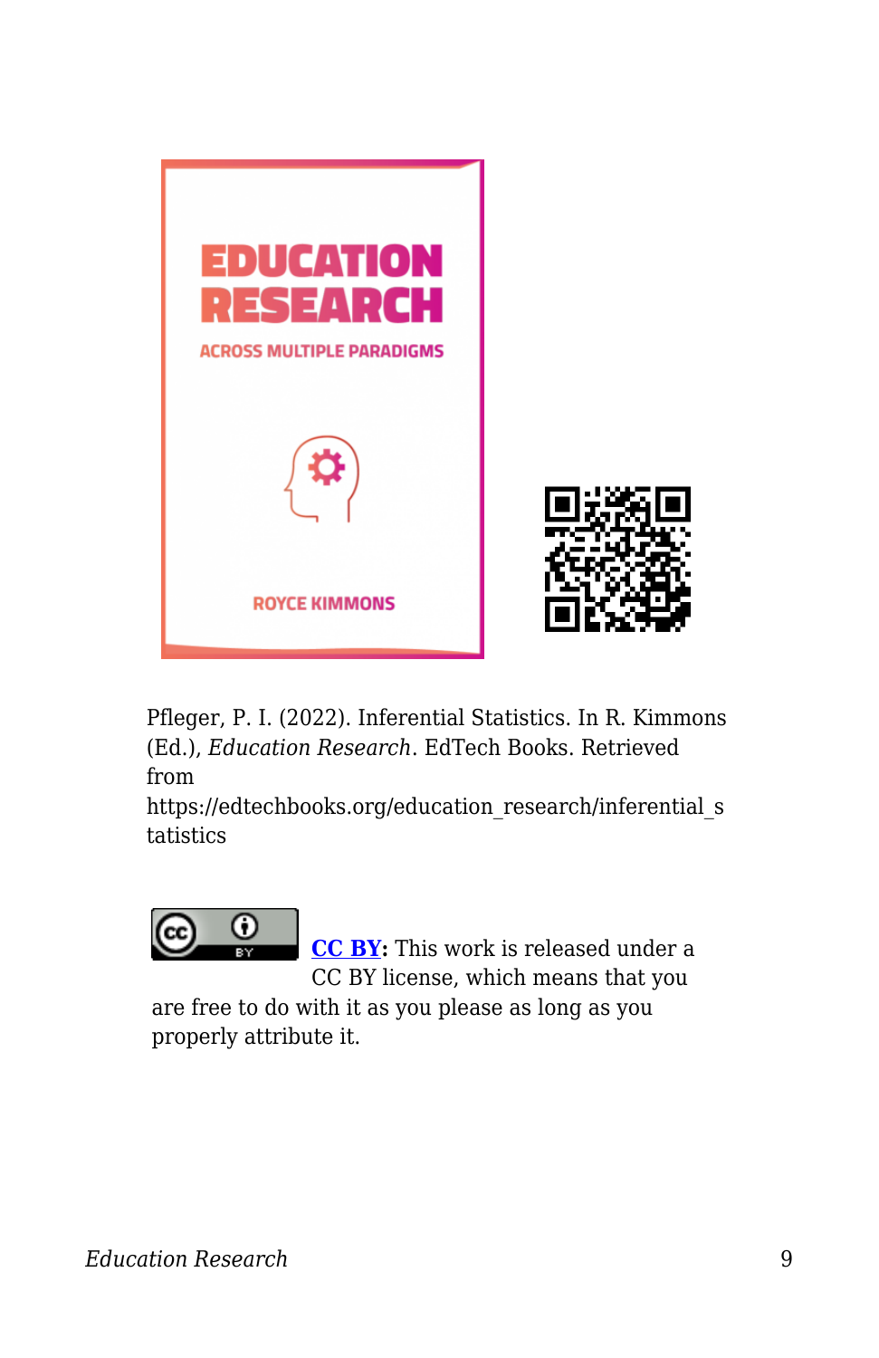Pfleger, P. I. (2022). Inferential Statistics. In R. Kimmons (Ed.), *Education Research*. EdTech Books. Retrieved from https://edtechbooks.org/education_research/inferential_statistics

**CC BY:** This work is released under a CC BY license, which means that you are free to do with it as you please as long as you properly attribute it.